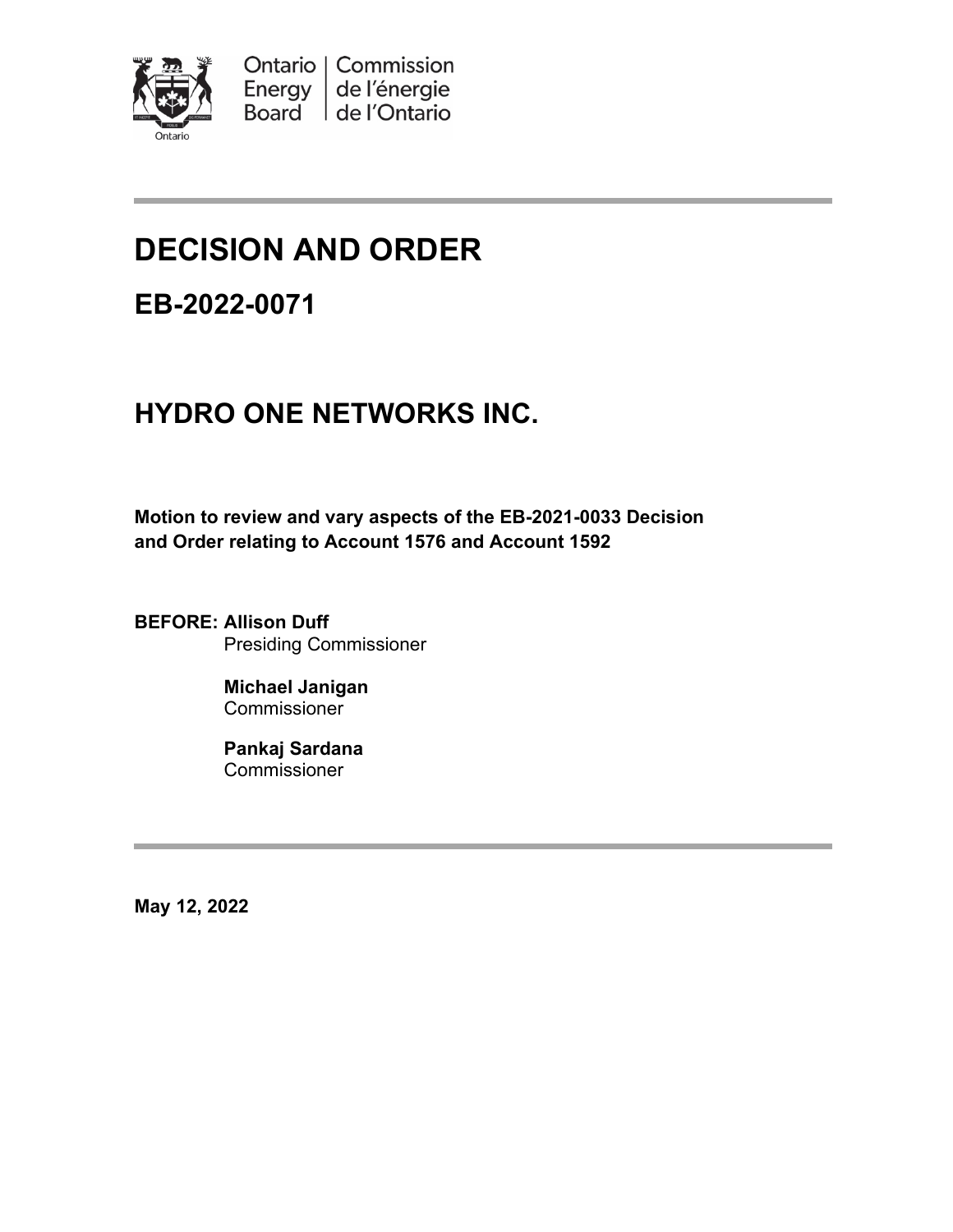Ontario Energy Board | Commission de l'énergie de l'Ontario

# DECISION AND ORDER

## EB-2022-0071

# HYDRO ONE NETWORKS INC.

**Motion to review and vary aspects of the EB-2021-0033 Decision and Order relating to Account 1576 and Account 1592**

**BEFORE: Allison Duff**
Presiding Commissioner

**Michael Janigan**
Commissioner

**Pankaj Sardana**
Commissioner

**May 12, 2022**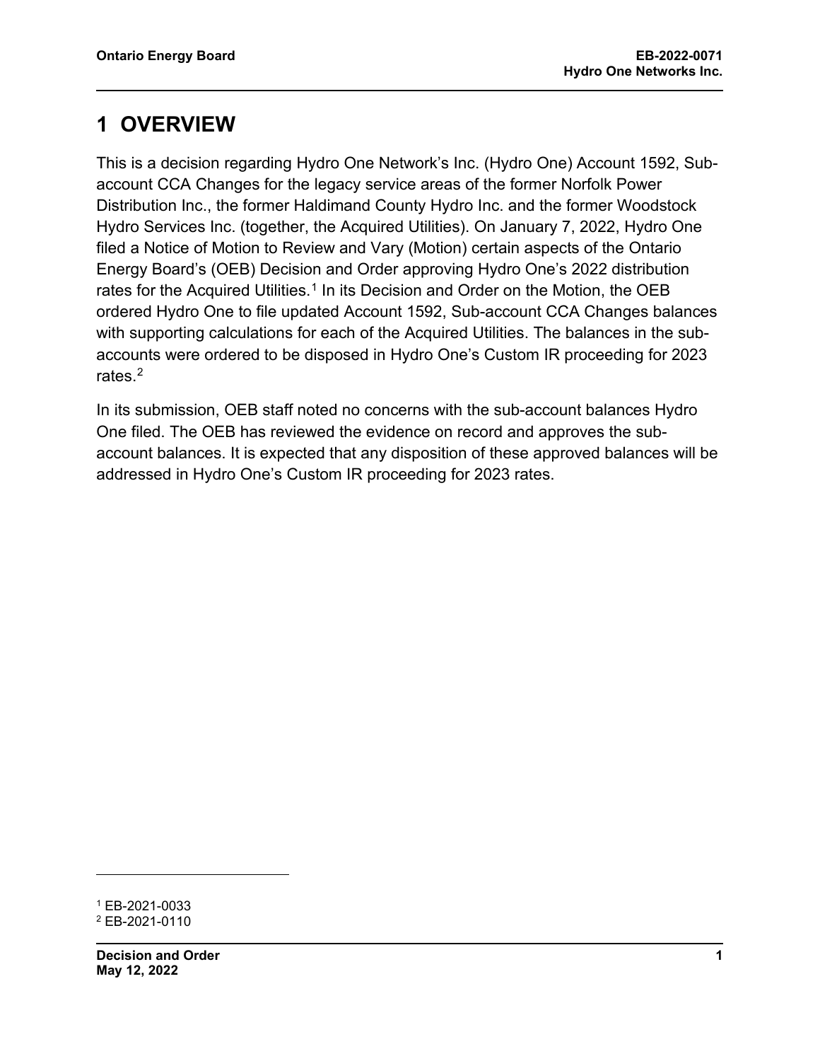# 1 OVERVIEW

This is a decision regarding Hydro One Network's Inc. (Hydro One) Account 1592, Sub-account CCA Changes for the legacy service areas of the former Norfolk Power Distribution Inc., the former Haldimand County Hydro Inc. and the former Woodstock Hydro Services Inc. (together, the Acquired Utilities). On January 7, 2022, Hydro One filed a Notice of Motion to Review and Vary (Motion) certain aspects of the Ontario Energy Board's (OEB) Decision and Order approving Hydro One's 2022 distribution rates for the Acquired Utilities.[1] In its Decision and Order on the Motion, the OEB ordered Hydro One to file updated Account 1592, Sub-account CCA Changes balances with supporting calculations for each of the Acquired Utilities. The balances in the sub-accounts were ordered to be disposed in Hydro One's Custom IR proceeding for 2023 rates.[2]

In its submission, OEB staff noted no concerns with the sub-account balances Hydro One filed. The OEB has reviewed the evidence on record and approves the sub-account balances. It is expected that any disposition of these approved balances will be addressed in Hydro One's Custom IR proceeding for 2023 rates.

[1] EB-2021-0033
[2] EB-2021-0110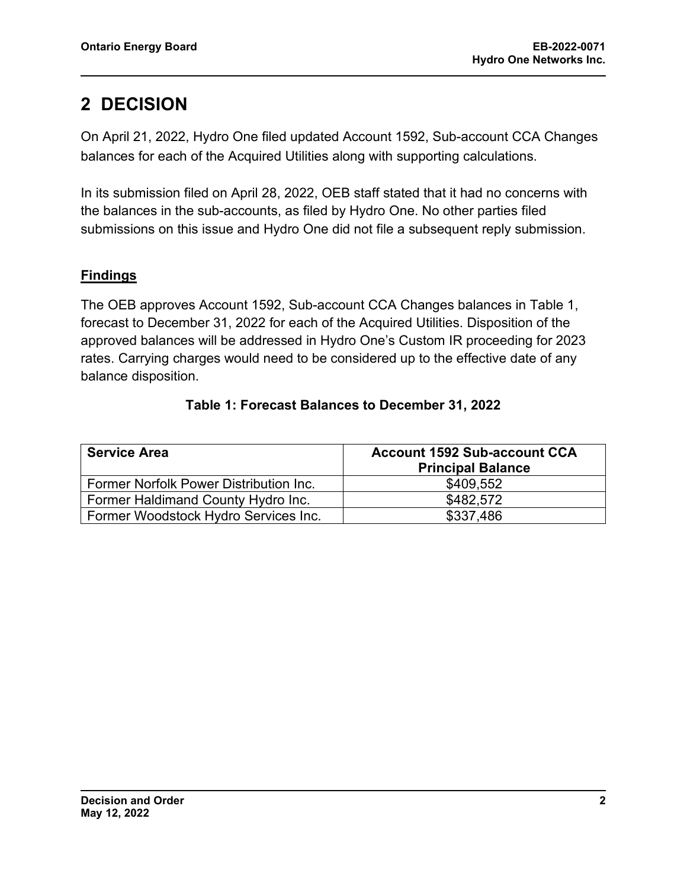# 2 DECISION

On April 21, 2022, Hydro One filed updated Account 1592, Sub-account CCA Changes balances for each of the Acquired Utilities along with supporting calculations.

In its submission filed on April 28, 2022, OEB staff stated that it had no concerns with the balances in the sub-accounts, as filed by Hydro One. No other parties filed submissions on this issue and Hydro One did not file a subsequent reply submission.

## Findings

The OEB approves Account 1592, Sub-account CCA Changes balances in Table 1, forecast to December 31, 2022 for each of the Acquired Utilities. Disposition of the approved balances will be addressed in Hydro One's Custom IR proceeding for 2023 rates. Carrying charges would need to be considered up to the effective date of any balance disposition.

**Table 1: Forecast Balances to December 31, 2022**

| Service Area | Account 1592 Sub-account CCA Principal Balance |
|---|---|
| Former Norfolk Power Distribution Inc. | $409,552 |
| Former Haldimand County Hydro Inc. | $482,572 |
| Former Woodstock Hydro Services Inc. | $337,486 |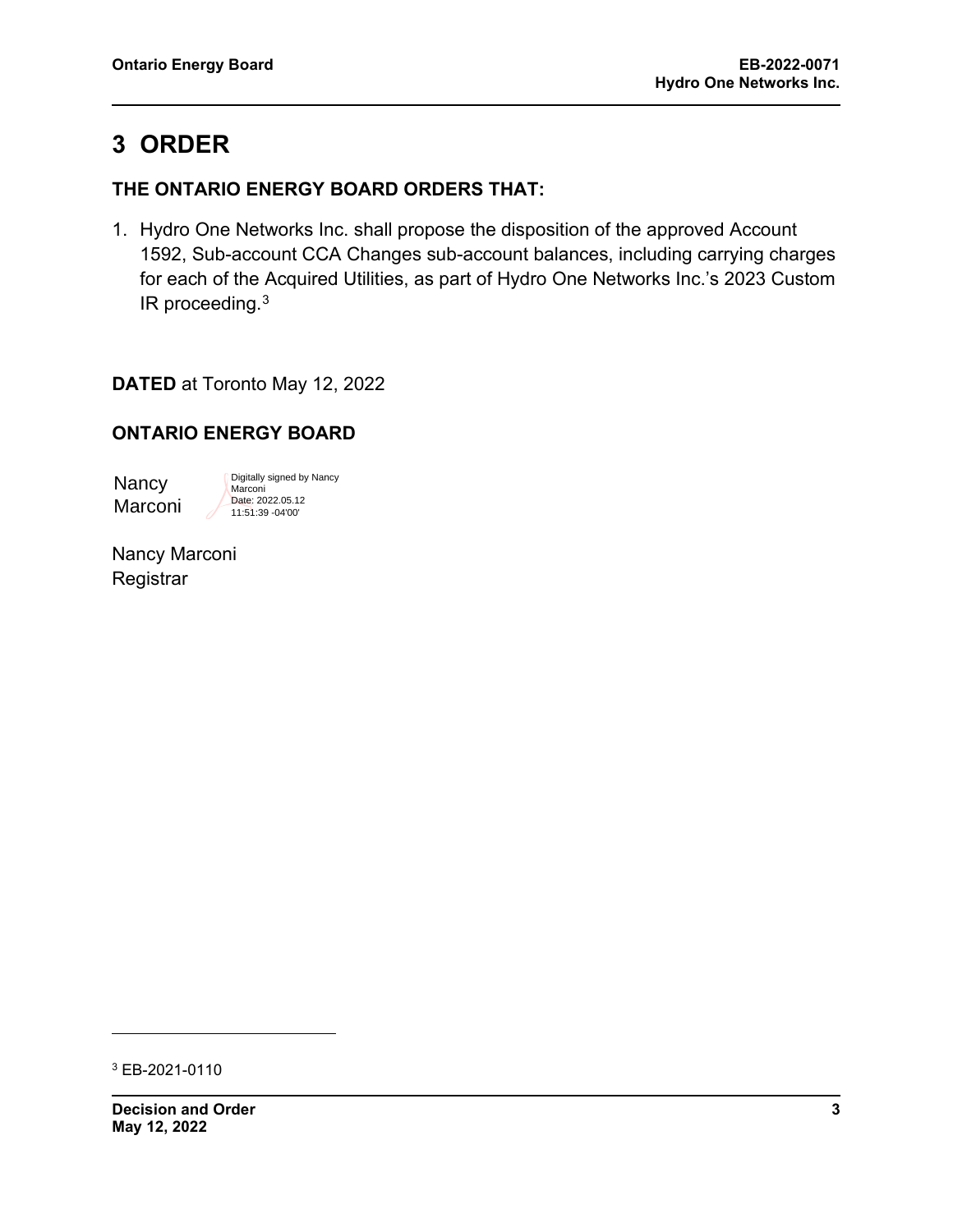# 3 ORDER

**THE ONTARIO ENERGY BOARD ORDERS THAT:**

1. Hydro One Networks Inc. shall propose the disposition of the approved Account 1592, Sub-account CCA Changes sub-account balances, including carrying charges for each of the Acquired Utilities, as part of Hydro One Networks Inc.'s 2023 Custom IR proceeding.[3]

**DATED** at Toronto May 12, 2022

**ONTARIO ENERGY BOARD**

Nancy Marconi

Digitally signed by Nancy Marconi
Date: 2022.05.12 11:51:39 -04'00'

Nancy Marconi
Registrar

[3] EB-2021-0110